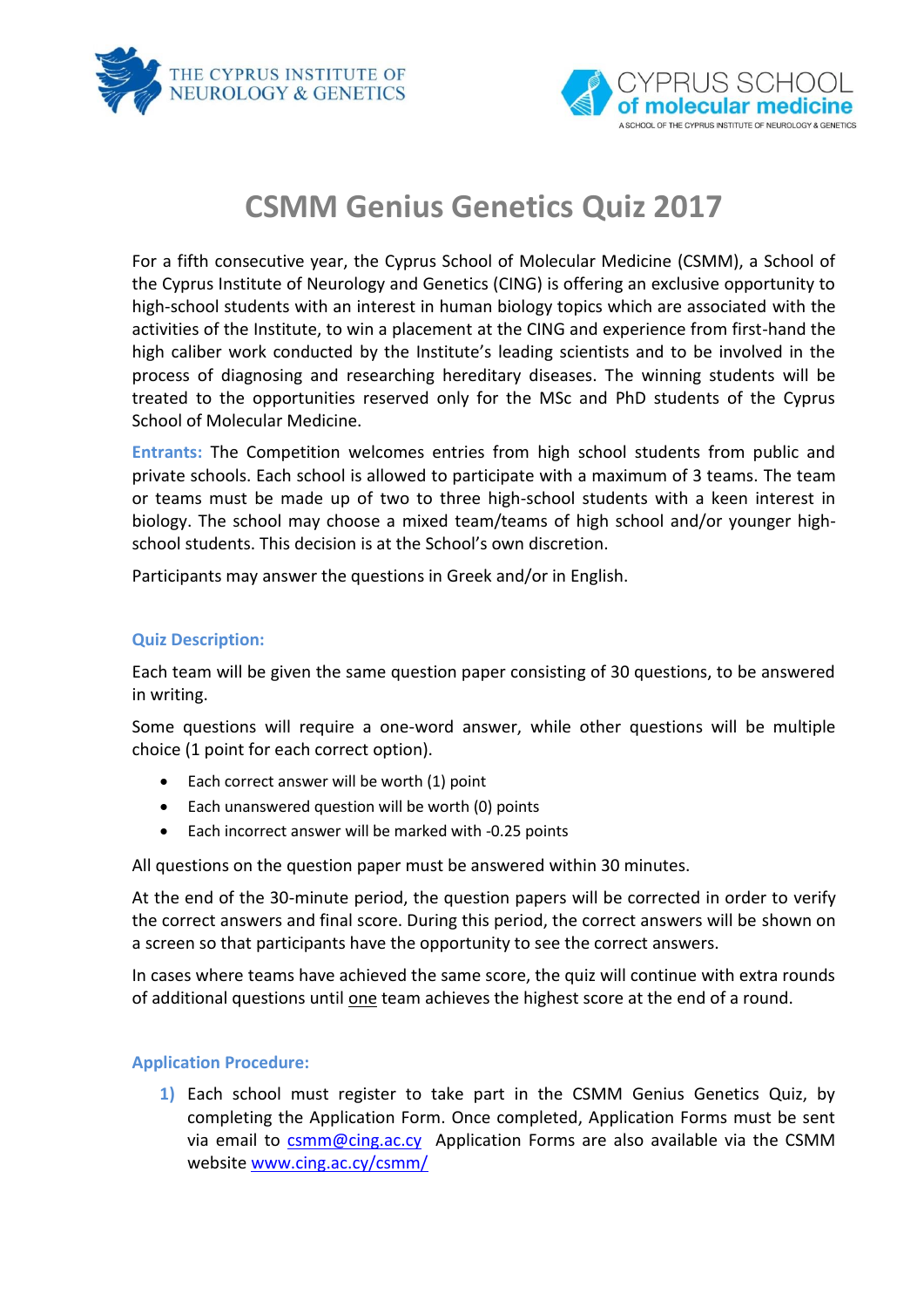# CSMM Genius Genetics Quiz 2017

For a fifth consecutive year, the Cyprus School of Molecular Medicine (CSMM), a School of the Cyprus Institute of Neurology and Genetics (CING) is offering an exclusive opportunity to high-school students with an interest in human biology topics which are associated with the activities of the Institute, to win a placement at the CING and experience from first-hand the high caliber work conducted by the Institute's leading scientists and to be involved in the process of diagnosing and researching hereditary diseases. The winning students will be treated to the opportunities reserved only for the MSc and PhD students of the Cyprus School of Molecular Medicine.

**Entrants:** The Competition welcomes entries from high school students from public and private schools. Each school is allowed to participate with a maximum of 3 teams. The team or teams must be made up of two to three high-school students with a keen interest in biology. The school may choose a mixed team/teams of high school and/or younger high-school students. This decision is at the School's own discretion.

Participants may answer the questions in Greek and/or in English.

### Quiz Description:

Each team will be given the same question paper consisting of 30 questions, to be answered in writing.

Some questions will require a one-word answer, while other questions will be multiple choice (1 point for each correct option).

- Each correct answer will be worth (1) point
- Each unanswered question will be worth (0) points
- Each incorrect answer will be marked with -0.25 points

All questions on the question paper must be answered within 30 minutes.

At the end of the 30-minute period, the question papers will be corrected in order to verify the correct answers and final score. During this period, the correct answers will be shown on a screen so that participants have the opportunity to see the correct answers.

In cases where teams have achieved the same score, the quiz will continue with extra rounds of additional questions until one team achieves the highest score at the end of a round.

### Application Procedure:

1) Each school must register to take part in the CSMM Genius Genetics Quiz, by completing the Application Form. Once completed, Application Forms must be sent via email to csmm@cing.ac.cy Application Forms are also available via the CSMM website www.cing.ac.cy/csmm/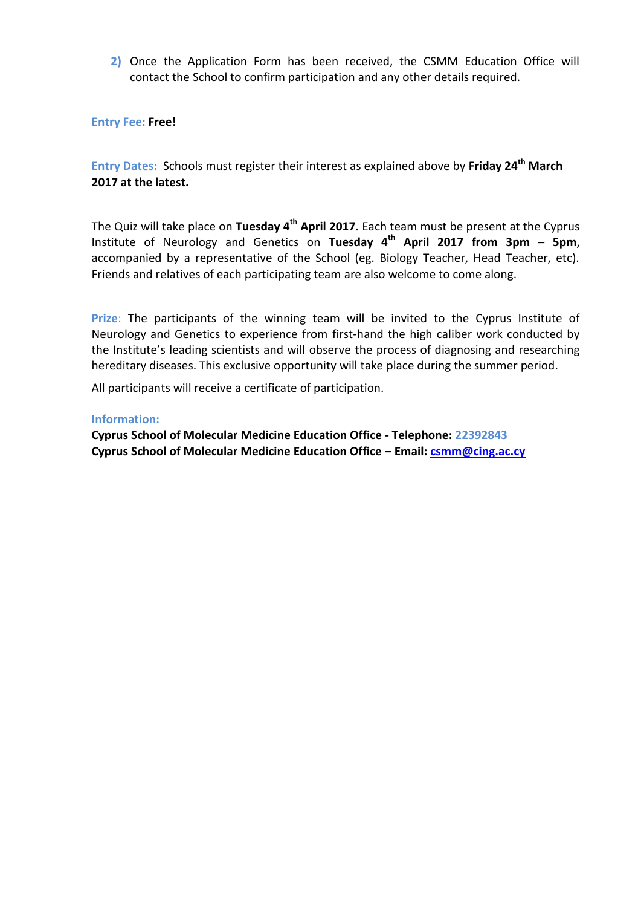2) Once the Application Form has been received, the CSMM Education Office will contact the School to confirm participation and any other details required.

**Entry Fee: Free!**

**Entry Dates:** Schools must register their interest as explained above by **Friday 24th March 2017 at the latest.**

The Quiz will take place on **Tuesday 4th April 2017.** Each team must be present at the Cyprus Institute of Neurology and Genetics on **Tuesday 4th April 2017 from 3pm – 5pm**, accompanied by a representative of the School (eg. Biology Teacher, Head Teacher, etc). Friends and relatives of each participating team are also welcome to come along.

**Prize**: The participants of the winning team will be invited to the Cyprus Institute of Neurology and Genetics to experience from first-hand the high caliber work conducted by the Institute's leading scientists and will observe the process of diagnosing and researching hereditary diseases. This exclusive opportunity will take place during the summer period.

All participants will receive a certificate of participation.

**Information:**

**Cyprus School of Molecular Medicine Education Office - Telephone: 22392843**

**Cyprus School of Molecular Medicine Education Office – Email: csmm@cing.ac.cy**